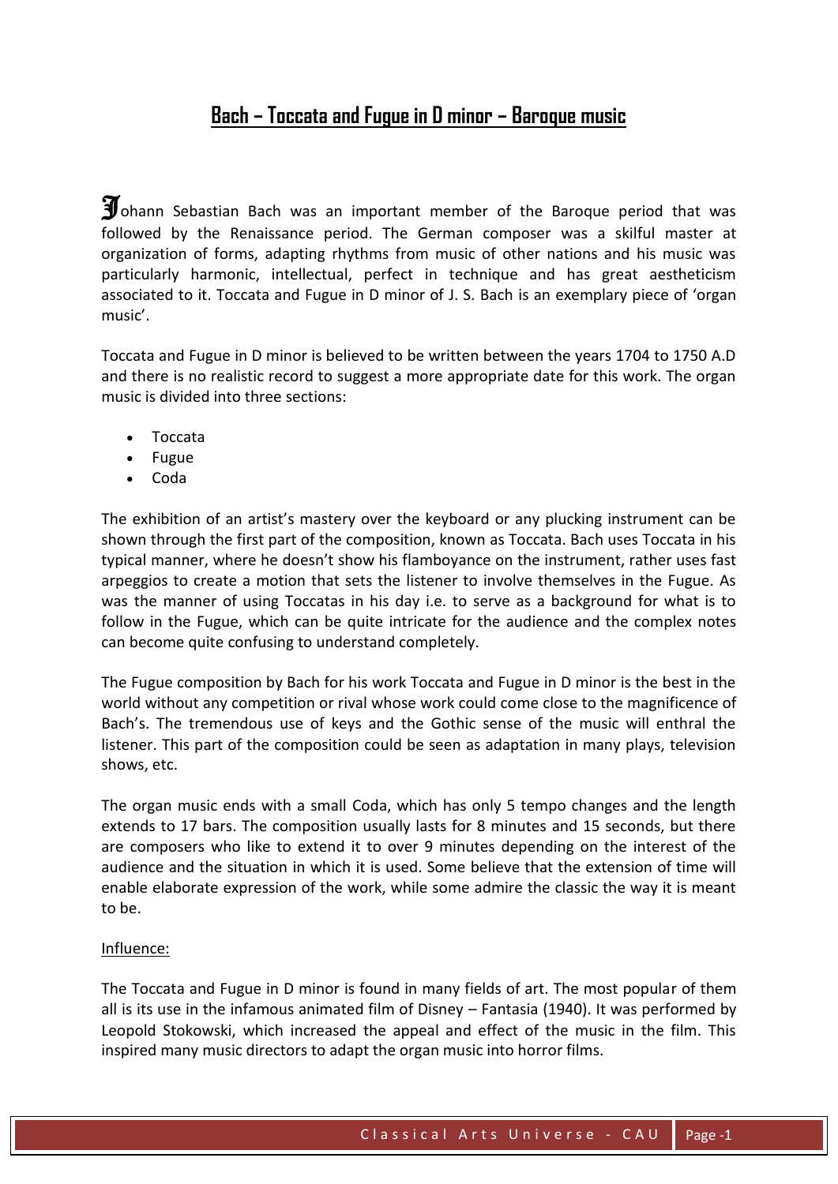# Bach – Toccata and Fugue in D minor – Baroque music

Johann Sebastian Bach was an important member of the Baroque period that was followed by the Renaissance period. The German composer was a skilful master at organization of forms, adapting rhythms from music of other nations and his music was particularly harmonic, intellectual, perfect in technique and has great aestheticism associated to it. Toccata and Fugue in D minor of J. S. Bach is an exemplary piece of 'organ music'.

Toccata and Fugue in D minor is believed to be written between the years 1704 to 1750 A.D and there is no realistic record to suggest a more appropriate date for this work. The organ music is divided into three sections:

- Toccata
- Fugue
- Coda

The exhibition of an artist's mastery over the keyboard or any plucking instrument can be shown through the first part of the composition, known as Toccata. Bach uses Toccata in his typical manner, where he doesn't show his flamboyance on the instrument, rather uses fast arpeggios to create a motion that sets the listener to involve themselves in the Fugue. As was the manner of using Toccatas in his day i.e. to serve as a background for what is to follow in the Fugue, which can be quite intricate for the audience and the complex notes can become quite confusing to understand completely.

The Fugue composition by Bach for his work Toccata and Fugue in D minor is the best in the world without any competition or rival whose work could come close to the magnificence of Bach's. The tremendous use of keys and the Gothic sense of the music will enthral the listener. This part of the composition could be seen as adaptation in many plays, television shows, etc.

The organ music ends with a small Coda, which has only 5 tempo changes and the length extends to 17 bars. The composition usually lasts for 8 minutes and 15 seconds, but there are composers who like to extend it to over 9 minutes depending on the interest of the audience and the situation in which it is used. Some believe that the extension of time will enable elaborate expression of the work, while some admire the classic the way it is meant to be.

## Influence:

The Toccata and Fugue in D minor is found in many fields of art. The most popular of them all is its use in the infamous animated film of Disney – Fantasia (1940). It was performed by Leopold Stokowski, which increased the appeal and effect of the music in the film. This inspired many music directors to adapt the organ music into horror films.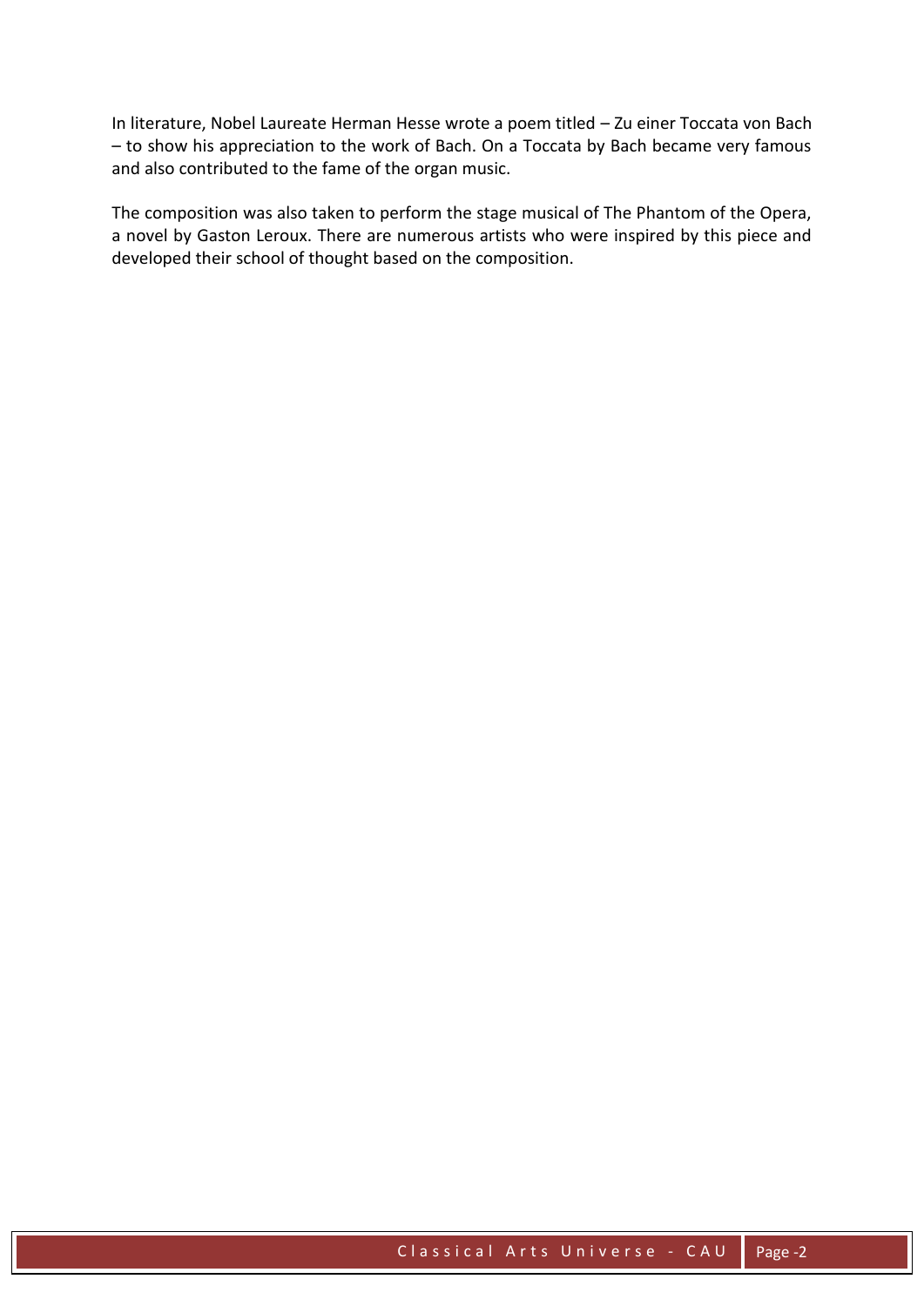In literature, Nobel Laureate Herman Hesse wrote a poem titled – Zu einer Toccata von Bach – to show his appreciation to the work of Bach. On a Toccata by Bach became very famous and also contributed to the fame of the organ music.

The composition was also taken to perform the stage musical of The Phantom of the Opera, a novel by Gaston Leroux. There are numerous artists who were inspired by this piece and developed their school of thought based on the composition.